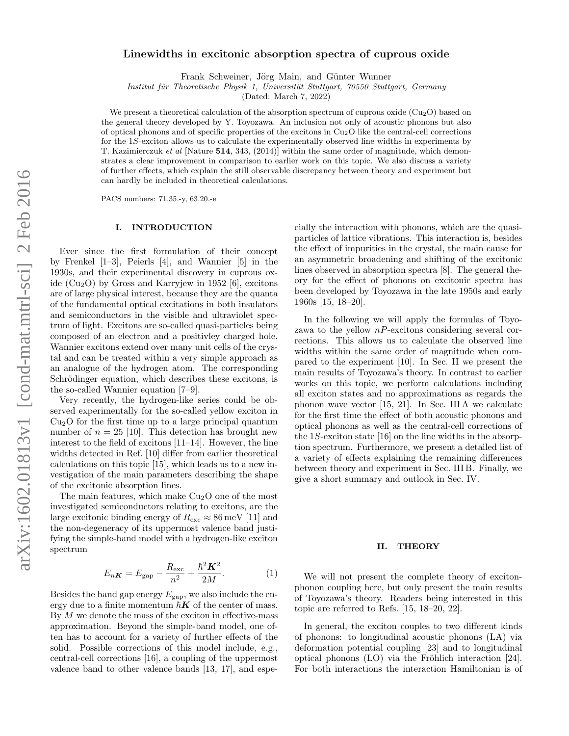# Linewidths in excitonic absorption spectra of cuprous oxide

Frank Schweiner, Jörg Main, and Günter Wunner

*Institut für Theoretische Physik 1, Universität Stuttgart, 70550 Stuttgart, Germany*

(Dated: March 7, 2022)

We present a theoretical calculation of the absorption spectrum of cuprous oxide ($Cu_2O$) based on the general theory developed by Y. Toyozawa. An inclusion not only of acoustic phonons but also of optical phonons and of specific properties of the excitons in $Cu_2O$ like the central-cell corrections for the 1$S$-exciton allows us to calculate the experimentally observed line widths in experiments by T. Kazimierczuk *et al* [Nature **514**, 343, (2014)] within the same order of magnitude, which demonstrates a clear improvement in comparison to earlier work on this topic. We also discuss a variety of further effects, which explain the still observable discrepancy between theory and experiment but can hardly be included in theoretical calculations.

PACS numbers: 71.35.-y, 63.20.-e

## I. INTRODUCTION

Ever since the first formulation of their concept by Frenkel [1–3], Peierls [4], and Wannier [5] in the 1930s, and their experimental discovery in cuprous oxide ($Cu_2O$) by Gross and Karryjew in 1952 [6], excitons are of large physical interest, because they are the quanta of the fundamental optical excitations in both insulators and semiconductors in the visible and ultraviolet spectrum of light. Excitons are so-called quasi-particles being composed of an electron and a positivley charged hole. Wannier excitons extend over many unit cells of the crystal and can be treated within a very simple approach as an analogue of the hydrogen atom. The corresponding Schrödinger equation, which describes these excitons, is the so-called Wannier equation [7–9].

Very recently, the hydrogen-like series could be observed experimentally for the so-called yellow exciton in $Cu_2O$ for the first time up to a large principal quantum number of $n = 25$ [10]. This detection has brought new interest to the field of excitons [11–14]. However, the line widths detected in Ref. [10] differ from earlier theoretical calculations on this topic [15], which leads us to a new investigation of the main parameters describing the shape of the excitonic absorption lines.

The main features, which make $Cu_2O$ one of the most investigated semiconductors relating to excitons, are the large excitonic binding energy of $R_{\mathrm{exc}} \approx 86\,\mathrm{meV}$ [11] and the non-degeneracy of its uppermost valence band justifying the simple-band model with a hydrogen-like exciton spectrum

$$E_{n\boldsymbol{K}} = E_{\mathrm{gap}} - \frac{R_{\mathrm{exc}}}{n^2} + \frac{\hbar^2 \boldsymbol{K}^2}{2M}. \tag{1}$$

Besides the band gap energy $E_{\mathrm{gap}}$, we also include the energy due to a finite momentum $\hbar\boldsymbol{K}$ of the center of mass. By $M$ we denote the mass of the exciton in effective-mass approximation. Beyond the simple-band model, one often has to account for a variety of further effects of the solid. Possible corrections of this model include, e.g., central-cell corrections [16], a coupling of the uppermost valence band to other valence bands [13, 17], and especially the interaction with phonons, which are the quasiparticles of lattice vibrations. This interaction is, besides the effect of impurities in the crystal, the main cause for an asymmetric broadening and shifting of the excitonic lines observed in absorption spectra [8]. The general theory for the effect of phonons on excitonic spectra has been developed by Toyozawa in the late 1950s and early 1960s [15, 18–20].

In the following we will apply the formulas of Toyozawa to the yellow $nP$-excitons considering several corrections. This allows us to calculate the observed line widths within the same order of magnitude when compared to the experiment [10]. In Sec. II we present the main results of Toyozawa's theory. In contrast to earlier works on this topic, we perform calculations including all exciton states and no approximations as regards the phonon wave vector [15, 21]. In Sec. III A we calculate for the first time the effect of both acoustic phonons and optical phonons as well as the central-cell corrections of the 1$S$-exciton state [16] on the line widths in the absorption spectrum. Furthermore, we present a detailed list of a variety of effects explaining the remaining differences between theory and experiment in Sec. III B. Finally, we give a short summary and outlook in Sec. IV.

## II. THEORY

We will not present the complete theory of exciton-phonon coupling here, but only present the main results of Toyozawa's theory. Readers being interested in this topic are referred to Refs. [15, 18–20, 22].

In general, the exciton couples to two different kinds of phonons: to longitudinal acoustic phonons (LA) via deformation potential coupling [23] and to longitudinal optical phonons (LO) via the Fröhlich interaction [24]. For both interactions the interaction Hamiltonian is of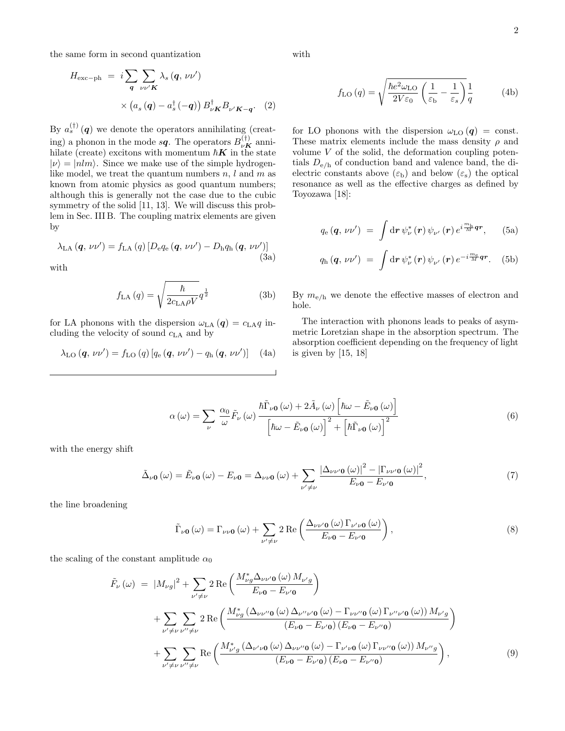the same form in second quantization

$$
\begin{aligned}
H_{\text{exc-ph}} \;=\; & i \sum_{\boldsymbol{q}} \sum_{\nu\nu' \boldsymbol{K}} \lambda_s\left(\boldsymbol{q},\, \nu\nu'\right) \\
& \times \left(a_s\left(\boldsymbol{q}\right) - a_s^{\dagger}\left(-\boldsymbol{q}\right)\right) B_{\nu \boldsymbol{K}}^{\dagger} B_{\nu' \boldsymbol{K}-\boldsymbol{q}}. \quad (2)
\end{aligned}
$$

By $a_s^{(\dagger)}\left(\boldsymbol{q}\right)$ we denote the operators annihilating (creating) a phonon in the mode $s\boldsymbol{q}$. The operators $B_{\nu \boldsymbol{K}}^{(\dagger)}$ annihilate (create) excitons with momentum $\hbar \boldsymbol{K}$ in the state $|\nu\rangle = |nlm\rangle$. Since we make use of the simple hydrogen-like model, we treat the quantum numbers $n$, $l$ and $m$ as known from atomic physics as good quantum numbers; although this is generally not the case due to the cubic symmetry of the solid [11, 13]. We will discuss this problem in Sec. III B. The coupling matrix elements are given by

$$
\lambda_{\text{LA}}\left(\boldsymbol{q},\, \nu\nu'\right) = f_{\text{LA}}\left(q\right)\left[D_{\text{e}} q_{\text{e}}\left(\boldsymbol{q},\, \nu\nu'\right) - D_{\text{h}} q_{\text{h}}\left(\boldsymbol{q},\, \nu\nu'\right)\right] \quad (3\text{a})
$$

with

$$
f_{\text{LA}}\left(q\right) = \sqrt{\frac{\hbar}{2 c_{\text{LA}} \rho V}}\, q^{\frac{1}{2}} \quad (3\text{b})
$$

for LA phonons with the dispersion $\omega_{\text{LA}}\left(\boldsymbol{q}\right) = c_{\text{LA}} q$ including the velocity of sound $c_{\text{LA}}$ and by

$$
\lambda_{\text{LO}}\left(\boldsymbol{q},\, \nu\nu'\right) = f_{\text{LO}}\left(q\right)\left[q_{\text{e}}\left(\boldsymbol{q},\, \nu\nu'\right) - q_{\text{h}}\left(\boldsymbol{q},\, \nu\nu'\right)\right] \quad (4\text{a})
$$

with

$$
f_{\text{LO}}\left(q\right) = \sqrt{\frac{\hbar e^2 \omega_{\text{LO}}}{2 V \varepsilon_0}\left(\frac{1}{\varepsilon_{\text{b}}} - \frac{1}{\varepsilon_s}\right)}\, \frac{1}{q} \quad (4\text{b})
$$

for LO phonons with the dispersion $\omega_{\text{LO}}\left(\boldsymbol{q}\right) = \text{const}$. These matrix elements include the mass density $\rho$ and volume $V$ of the solid, the deformation coupling potentials $D_{\text{e/h}}$ of conduction band and valence band, the dielectric constants above ($\varepsilon_{\text{b}}$) and below ($\varepsilon_s$) the optical resonance as well as the effective charges as defined by Toyozawa [18]:

$$
q_{\text{e}}\left(\boldsymbol{q},\, \nu\nu'\right) \;=\; \int \mathrm{d}\boldsymbol{r}\, \psi_{\nu}^{*}\left(\boldsymbol{r}\right) \psi_{\nu'}\left(\boldsymbol{r}\right) e^{i \frac{m_{\text{h}}}{M} \boldsymbol{q}\boldsymbol{r}}, \quad (5\text{a})
$$

$$
q_{\text{h}}\left(\boldsymbol{q},\, \nu\nu'\right) \;=\; \int \mathrm{d}\boldsymbol{r}\, \psi_{\nu}^{*}\left(\boldsymbol{r}\right) \psi_{\nu'}\left(\boldsymbol{r}\right) e^{-i \frac{m_{\text{e}}}{M} \boldsymbol{q}\boldsymbol{r}}. \quad (5\text{b})
$$

By $m_{\text{e/h}}$ we denote the effective masses of electron and hole.

The interaction with phonons leads to peaks of asymmetric Loretzian shape in the absorption spectrum. The absorption coefficient depending on the frequency of light is given by [15, 18]

$$
\alpha\left(\omega\right) = \sum_{\nu} \frac{\alpha_0}{\omega} \tilde{F}_{\nu}\left(\omega\right) \frac{\hbar \tilde{\Gamma}_{\nu \boldsymbol{0}}\left(\omega\right) + 2 \tilde{A}_{\nu}\left(\omega\right)\left[\hbar\omega - \tilde{E}_{\nu \boldsymbol{0}}\left(\omega\right)\right]}{\left[\hbar\omega - \tilde{E}_{\nu \boldsymbol{0}}\left(\omega\right)\right]^2 + \left[\hbar \tilde{\Gamma}_{\nu \boldsymbol{0}}\left(\omega\right)\right]^2} \quad (6)
$$

with the energy shift

$$
\tilde{\Delta}_{\nu \boldsymbol{0}}\left(\omega\right) = \tilde{E}_{\nu \boldsymbol{0}}\left(\omega\right) - E_{\nu \boldsymbol{0}} = \Delta_{\nu\nu \boldsymbol{0}}\left(\omega\right) + \sum_{\nu' \neq \nu} \frac{\left|\Delta_{\nu\nu' \boldsymbol{0}}\left(\omega\right)\right|^2 - \left|\Gamma_{\nu\nu' \boldsymbol{0}}\left(\omega\right)\right|^2}{E_{\nu \boldsymbol{0}} - E_{\nu' \boldsymbol{0}}}, \quad (7)
$$

the line broadening

$$
\tilde{\Gamma}_{\nu \boldsymbol{0}}\left(\omega\right) = \Gamma_{\nu\nu \boldsymbol{0}}\left(\omega\right) + \sum_{\nu' \neq \nu} 2\, \text{Re}\left(\frac{\Delta_{\nu\nu' \boldsymbol{0}}\left(\omega\right) \Gamma_{\nu'\nu \boldsymbol{0}}\left(\omega\right)}{E_{\nu \boldsymbol{0}} - E_{\nu' \boldsymbol{0}}}\right), \quad (8)
$$

the scaling of the constant amplitude $\alpha_0$

$$
\begin{aligned}
\tilde{F}_{\nu}\left(\omega\right) \;=\; & \left|M_{\nu g}\right|^2 + \sum_{\nu' \neq \nu} 2\, \text{Re}\left(\frac{M_{\nu g}^{*} \Delta_{\nu\nu' \boldsymbol{0}}\left(\omega\right) M_{\nu' g}}{E_{\nu \boldsymbol{0}} - E_{\nu' \boldsymbol{0}}}\right) \\
& + \sum_{\nu' \neq \nu} \sum_{\nu'' \neq \nu} 2\, \text{Re}\left(\frac{M_{\nu g}^{*}\left(\Delta_{\nu\nu'' \boldsymbol{0}}\left(\omega\right) \Delta_{\nu''\nu' \boldsymbol{0}}\left(\omega\right) - \Gamma_{\nu\nu'' \boldsymbol{0}}\left(\omega\right) \Gamma_{\nu''\nu' \boldsymbol{0}}\left(\omega\right)\right) M_{\nu' g}}{\left(E_{\nu \boldsymbol{0}} - E_{\nu' \boldsymbol{0}}\right)\left(E_{\nu \boldsymbol{0}} - E_{\nu'' \boldsymbol{0}}\right)}\right) \\
& + \sum_{\nu' \neq \nu} \sum_{\nu'' \neq \nu} \text{Re}\left(\frac{M_{\nu' g}^{*}\left(\Delta_{\nu'\nu \boldsymbol{0}}\left(\omega\right) \Delta_{\nu\nu'' \boldsymbol{0}}\left(\omega\right) - \Gamma_{\nu'\nu \boldsymbol{0}}\left(\omega\right) \Gamma_{\nu\nu'' \boldsymbol{0}}\left(\omega\right)\right) M_{\nu'' g}}{\left(E_{\nu \boldsymbol{0}} - E_{\nu' \boldsymbol{0}}\right)\left(E_{\nu \boldsymbol{0}} - E_{\nu'' \boldsymbol{0}}\right)}\right), \quad (9)
\end{aligned}
$$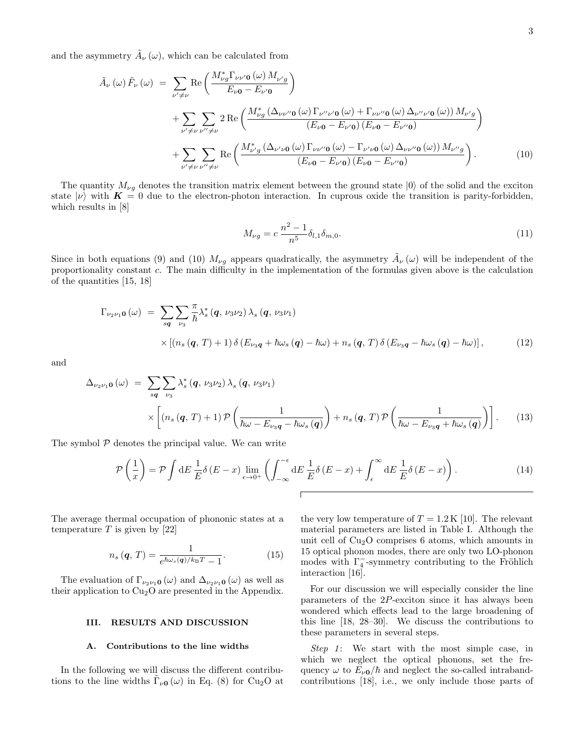and the asymmetry $\tilde{A}_\nu(\omega)$, which can be calculated from

$$
\begin{aligned}
\tilde{A}_\nu(\omega)\,\tilde{F}_\nu(\omega) \;=\; & \sum_{\nu'\neq\nu} \mathrm{Re}\left(\frac{M^*_{\nu g}\Gamma_{\nu\nu'\mathbf{0}}(\omega)\,M_{\nu' g}}{E_{\nu\mathbf{0}}-E_{\nu'\mathbf{0}}}\right)\\
&+\sum_{\nu'\neq\nu}\sum_{\nu''\neq\nu} 2\,\mathrm{Re}\left(\frac{M^*_{\nu g}\left(\Delta_{\nu\nu''\mathbf{0}}(\omega)\,\Gamma_{\nu''\nu'\mathbf{0}}(\omega)+\Gamma_{\nu\nu''\mathbf{0}}(\omega)\,\Delta_{\nu''\nu'\mathbf{0}}(\omega)\right)M_{\nu' g}}{\left(E_{\nu\mathbf{0}}-E_{\nu'\mathbf{0}}\right)\left(E_{\nu\mathbf{0}}-E_{\nu''\mathbf{0}}\right)}\right)\\
&+\sum_{\nu'\neq\nu}\sum_{\nu''\neq\nu} \mathrm{Re}\left(\frac{M^*_{\nu' g}\left(\Delta_{\nu'\nu\mathbf{0}}(\omega)\,\Gamma_{\nu\nu''\mathbf{0}}(\omega)-\Gamma_{\nu'\nu\mathbf{0}}(\omega)\,\Delta_{\nu\nu''\mathbf{0}}(\omega)\right)M_{\nu'' g}}{\left(E_{\nu\mathbf{0}}-E_{\nu'\mathbf{0}}\right)\left(E_{\nu\mathbf{0}}-E_{\nu''\mathbf{0}}\right)}\right).
\end{aligned}
\tag{10}
$$

The quantity $M_{\nu g}$ denotes the transition matrix element between the ground state $|0\rangle$ of the solid and the exciton state $|\nu\rangle$ with $\boldsymbol{K}=0$ due to the electron-photon interaction. In cuprous oxide the transition is parity-forbidden, which results in [8]

$$
M_{\nu g} = c\,\frac{n^2-1}{n^5}\delta_{l,1}\delta_{m,0}. \tag{11}
$$

Since in both equations (9) and (10) $M_{\nu g}$ appears quadratically, the asymmetry $\tilde{A}_\nu(\omega)$ will be independent of the proportionality constant $c$. The main difficulty in the implementation of the formulas given above is the calculation of the quantities [15, 18]

$$
\begin{aligned}
\Gamma_{\nu_2\nu_1\mathbf{0}}(\omega) \;=\; & \sum_{s\boldsymbol{q}}\sum_{\nu_3}\frac{\pi}{\hbar}\lambda^*_s(\boldsymbol{q},\,\nu_3\nu_2)\,\lambda_s(\boldsymbol{q},\,\nu_3\nu_1)\\
&\times\left[\left(n_s(\boldsymbol{q},\,T)+1\right)\delta\left(E_{\nu_3\boldsymbol{q}}+\hbar\omega_s(\boldsymbol{q})-\hbar\omega\right)+n_s(\boldsymbol{q},\,T)\,\delta\left(E_{\nu_3\boldsymbol{q}}-\hbar\omega_s(\boldsymbol{q})-\hbar\omega\right)\right],
\end{aligned}
\tag{12}
$$

and

$$
\begin{aligned}
\Delta_{\nu_2\nu_1\mathbf{0}}(\omega) \;=\; & \sum_{s\boldsymbol{q}}\sum_{\nu_3}\lambda^*_s(\boldsymbol{q},\,\nu_3\nu_2)\,\lambda_s(\boldsymbol{q},\,\nu_3\nu_1)\\
&\times\left[\left(n_s(\boldsymbol{q},\,T)+1\right)\mathcal{P}\left(\frac{1}{\hbar\omega-E_{\nu_3\boldsymbol{q}}-\hbar\omega_s(\boldsymbol{q})}\right)+n_s(\boldsymbol{q},\,T)\,\mathcal{P}\left(\frac{1}{\hbar\omega-E_{\nu_3\boldsymbol{q}}+\hbar\omega_s(\boldsymbol{q})}\right)\right].
\end{aligned}
\tag{13}
$$

The symbol $\mathcal{P}$ denotes the principal value. We can write

$$
\mathcal{P}\left(\frac{1}{x}\right)=\mathcal{P}\int\mathrm{d}E\,\frac{1}{E}\delta(E-x)\lim_{\epsilon\to 0^+}\left(\int_{-\infty}^{-\epsilon}\mathrm{d}E\,\frac{1}{E}\delta(E-x)+\int_{\epsilon}^{\infty}\mathrm{d}E\,\frac{1}{E}\delta(E-x)\right). \tag{14}
$$

The average thermal occupation of phononic states at a temperature $T$ is given by [22]

$$
n_s(\boldsymbol{q},\,T)=\frac{1}{e^{\hbar\omega_s(\boldsymbol{q})/k_{\mathrm{B}}T}-1}. \tag{15}
$$

The evaluation of $\Gamma_{\nu_2\nu_1\mathbf{0}}(\omega)$ and $\Delta_{\nu_2\nu_1\mathbf{0}}(\omega)$ as well as their application to $Cu_2O$ are presented in the Appendix.

### III. RESULTS AND DISCUSSION

#### A. Contributions to the line widths

In the following we will discuss the different contributions to the line widths $\tilde{\Gamma}_{\nu\mathbf{0}}(\omega)$ in Eq. (8) for $Cu_2O$ at the very low temperature of $T=1.2\,\mathrm{K}$ [10]. The relevant material parameters are listed in Table I. Although the unit cell of $Cu_2O$ comprises 6 atoms, which amounts in 15 optical phonon modes, there are only two LO-phonon modes with $\Gamma_4^-$-symmetry contributing to the Fröhlich interaction [16].

For our discussion we will especially consider the line parameters of the $2P$-exciton since it has always been wondered which effects lead to the large broadening of this line [18, 28–30]. We discuss the contributions to these parameters in several steps.

*Step 1*: We start with the most simple case, in which we neglect the optical phonons, set the frequency $\omega$ to $E_{\nu\mathbf{0}}/\hbar$ and neglect the so-called intraband-contributions [18], i.e., we only include those parts of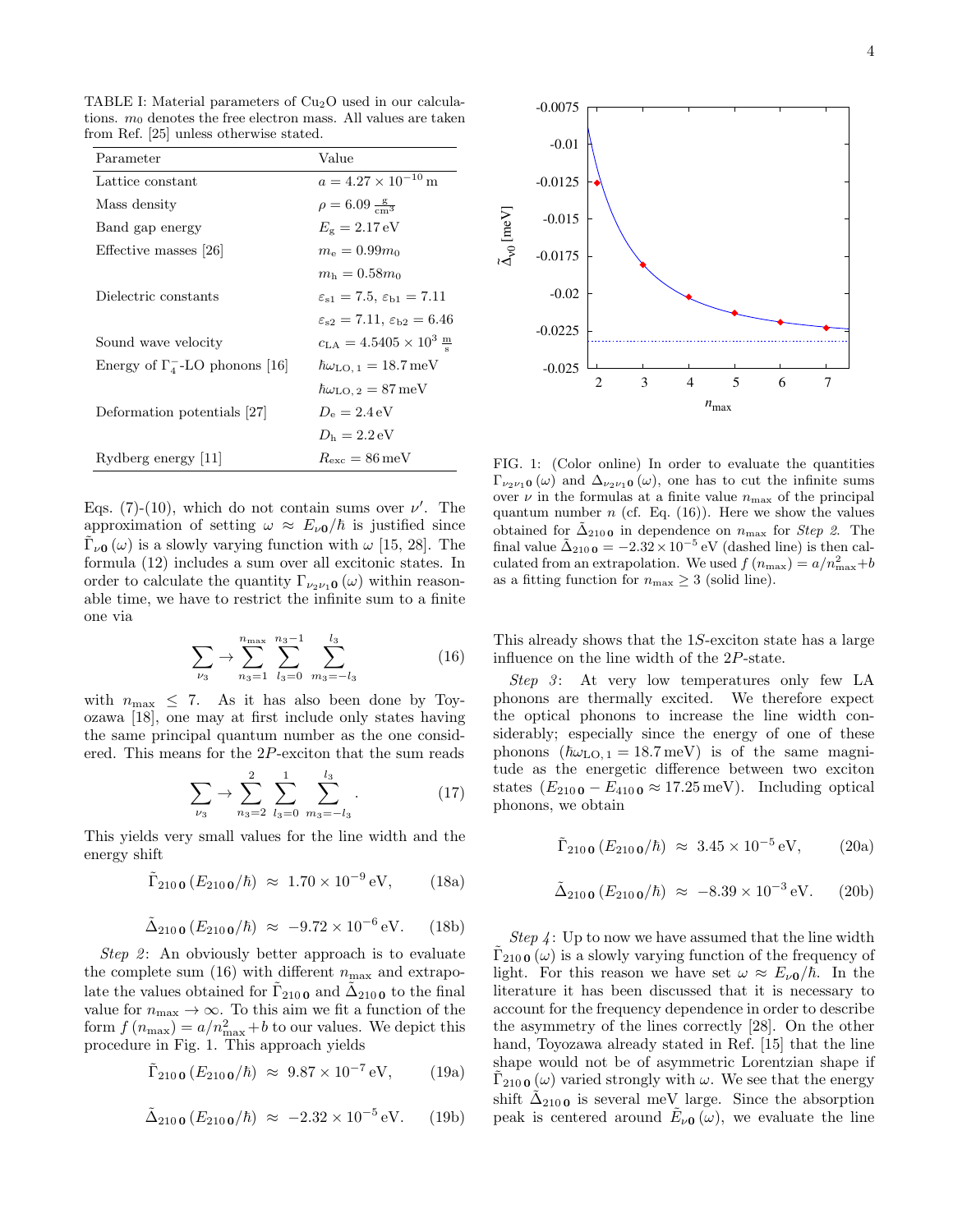TABLE I: Material parameters of $Cu_2O$ used in our calculations. $m_0$ denotes the free electron mass. All values are taken from Ref. [25] unless otherwise stated.

| Parameter | Value |
|---|---|
| Lattice constant | $a = 4.27 \times 10^{-10}\,\mathrm{m}$ |
| Mass density | $\rho = 6.09\,\frac{\mathrm{g}}{\mathrm{cm}^3}$ |
| Band gap energy | $E_\mathrm{g} = 2.17\,\mathrm{eV}$ |
| Effective masses [26] | $m_\mathrm{e} = 0.99 m_0$ |
| | $m_\mathrm{h} = 0.58 m_0$ |
| Dielectric constants | $\varepsilon_\mathrm{s1} = 7.5$, $\varepsilon_\mathrm{b1} = 7.11$ |
| | $\varepsilon_\mathrm{s2} = 7.11$, $\varepsilon_\mathrm{b2} = 6.46$ |
| Sound wave velocity | $c_\mathrm{LA} = 4.5405 \times 10^3\,\frac{\mathrm{m}}{\mathrm{s}}$ |
| Energy of $\Gamma_4^-$-LO phonons [16] | $\hbar\omega_{\mathrm{LO},1} = 18.7\,\mathrm{meV}$ |
| | $\hbar\omega_{\mathrm{LO},2} = 87\,\mathrm{meV}$ |
| Deformation potentials [27] | $D_\mathrm{e} = 2.4\,\mathrm{eV}$ |
| | $D_\mathrm{h} = 2.2\,\mathrm{eV}$ |
| Rydberg energy [11] | $R_\mathrm{exc} = 86\,\mathrm{meV}$ |

Eqs. (7)-(10), which do not contain sums over $\nu'$. The approximation of setting $\omega \approx E_{\nu\mathbf{0}}/\hbar$ is justified since $\tilde{\Gamma}_{\nu\mathbf{0}}(\omega)$ is a slowly varying function with $\omega$ [15, 28]. The formula (12) includes a sum over all excitonic states. In order to calculate the quantity $\Gamma_{\nu_2\nu_1\mathbf{0}}(\omega)$ within reasonable time, we have to restrict the infinite sum to a finite one via

$$\sum_{\nu_3} \to \sum_{n_3=1}^{n_\mathrm{max}} \sum_{l_3=0}^{n_3-1} \sum_{m_3=-l_3}^{l_3} \tag{16}$$

with $n_\mathrm{max} \leq 7$. As it has also been done by Toyozawa [18], one may at first include only states having the same principal quantum number as the one considered. This means for the $2P$-exciton that the sum reads

$$\sum_{\nu_3} \to \sum_{n_3=2}^{2} \sum_{l_3=0}^{1} \sum_{m_3=-l_3}^{l_3}. \tag{17}$$

This yields very small values for the line width and the energy shift

$$\tilde{\Gamma}_{210\,\mathbf{0}}(E_{210\,\mathbf{0}}/\hbar) \approx 1.70 \times 10^{-9}\,\mathrm{eV}, \tag{18a}$$

$$\tilde{\Delta}_{210\,\mathbf{0}}(E_{210\,\mathbf{0}}/\hbar) \approx -9.72 \times 10^{-6}\,\mathrm{eV}. \tag{18b}$$

*Step 2*: An obviously better approach is to evaluate the complete sum (16) with different $n_\mathrm{max}$ and extrapolate the values obtained for $\tilde{\Gamma}_{210\,\mathbf{0}}$ and $\tilde{\Delta}_{210\,\mathbf{0}}$ to the final value for $n_\mathrm{max} \to \infty$. To this aim we fit a function of the form $f(n_\mathrm{max}) = a/n_\mathrm{max}^2 + b$ to our values. We depict this procedure in Fig. 1. This approach yields

$$\tilde{\Gamma}_{210\,\mathbf{0}}(E_{210\,\mathbf{0}}/\hbar) \approx 9.87 \times 10^{-7}\,\mathrm{eV}, \tag{19a}$$

$$\tilde{\Delta}_{210\,\mathbf{0}}(E_{210\,\mathbf{0}}/\hbar) \approx -2.32 \times 10^{-5}\,\mathrm{eV}. \tag{19b}$$

FIG. 1: (Color online) In order to evaluate the quantities $\Gamma_{\nu_2\nu_1\mathbf{0}}(\omega)$ and $\Delta_{\nu_2\nu_1\mathbf{0}}(\omega)$, one has to cut the infinite sums over $\nu$ in the formulas at a finite value $n_\mathrm{max}$ of the principal quantum number $n$ (cf. Eq. (16)). Here we show the values obtained for $\tilde{\Delta}_{210\,\mathbf{0}}$ in dependence on $n_\mathrm{max}$ for *Step 2*. The final value $\tilde{\Delta}_{210\,\mathbf{0}} = -2.32 \times 10^{-5}\,\mathrm{eV}$ (dashed line) is then calculated from an extrapolation. We used $f(n_\mathrm{max}) = a/n_\mathrm{max}^2 + b$ as a fitting function for $n_\mathrm{max} \geq 3$ (solid line).

This already shows that the $1S$-exciton state has a large influence on the line width of the $2P$-state.

*Step 3*: At very low temperatures only few LA phonons are thermally excited. We therefore expect the optical phonons to increase the line width considerably; especially since the energy of one of these phonons ($\hbar\omega_{\mathrm{LO},1} = 18.7\,\mathrm{meV}$) is of the same magnitude as the energetic difference between two exciton states ($E_{210\,\mathbf{0}} - E_{410\,\mathbf{0}} \approx 17.25\,\mathrm{meV}$). Including optical phonons, we obtain

$$\tilde{\Gamma}_{210\,\mathbf{0}}(E_{210\,\mathbf{0}}/\hbar) \approx 3.45 \times 10^{-5}\,\mathrm{eV}, \tag{20a}$$

$$\tilde{\Delta}_{210\,\mathbf{0}}(E_{210\,\mathbf{0}}/\hbar) \approx -8.39 \times 10^{-3}\,\mathrm{eV}. \tag{20b}$$

*Step 4*: Up to now we have assumed that the line width $\tilde{\Gamma}_{210\,\mathbf{0}}(\omega)$ is a slowly varying function of the frequency of light. For this reason we have set $\omega \approx E_{\nu\mathbf{0}}/\hbar$. In the literature it has been discussed that it is necessary to account for the frequency dependence in order to describe the asymmetry of the lines correctly [28]. On the other hand, Toyozawa already stated in Ref. [15] that the line shape would not be of asymmetric Lorentzian shape if $\tilde{\Gamma}_{210\,\mathbf{0}}(\omega)$ varied strongly with $\omega$. We see that the energy shift $\tilde{\Delta}_{210\,\mathbf{0}}$ is several meV large. Since the absorption peak is centered around $\tilde{E}_{\nu\mathbf{0}}(\omega)$, we evaluate the line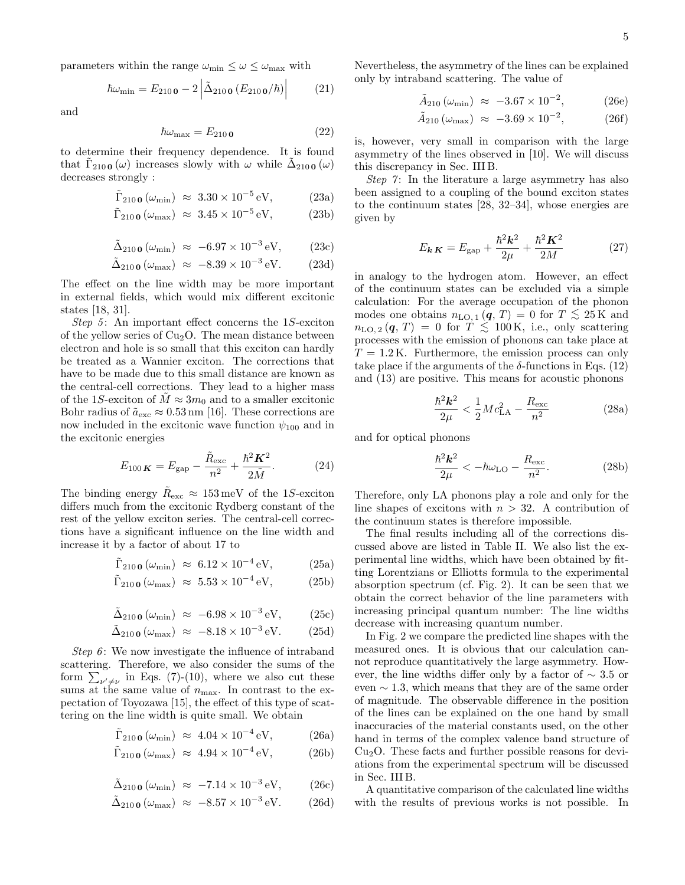parameters within the range $\omega_{\min} \leq \omega \leq \omega_{\max}$ with

$$\hbar\omega_{\min} = E_{210\,\mathbf{0}} - 2\left|\tilde{\Delta}_{210\,\mathbf{0}}\left(E_{210\,\mathbf{0}}/\hbar\right)\right| \tag{21}$$

and

$$\hbar\omega_{\max} = E_{210\,\mathbf{0}} \tag{22}$$

to determine their frequency dependence. It is found that $\tilde{\Gamma}_{210\,\mathbf{0}}(\omega)$ increases slowly with $\omega$ while $\tilde{\Delta}_{210\,\mathbf{0}}(\omega)$ decreases strongly :

$$\tilde{\Gamma}_{210\,\mathbf{0}}(\omega_{\min}) \approx 3.30\times10^{-5}\,\mathrm{eV}, \tag{23a}$$

$$\tilde{\Gamma}_{210\,\mathbf{0}}(\omega_{\max}) \approx 3.45\times10^{-5}\,\mathrm{eV}, \tag{23b}$$

$$\tilde{\Delta}_{210\,\mathbf{0}}(\omega_{\min}) \approx -6.97\times10^{-3}\,\mathrm{eV}, \tag{23c}$$

$$\tilde{\Delta}_{210\,\mathbf{0}}(\omega_{\max}) \approx -8.39\times10^{-3}\,\mathrm{eV}. \tag{23d}$$

The effect on the line width may be more important in external fields, which would mix different excitonic states [18, 31].

*Step 5*: An important effect concerns the 1$S$-exciton of the yellow series of $Cu_2O$. The mean distance between electron and hole is so small that this exciton can hardly be treated as a Wannier exciton. The corrections that have to be made due to this small distance are known as the central-cell corrections. They lead to a higher mass of the 1$S$-exciton of $\tilde{M} \approx 3m_0$ and to a smaller excitonic Bohr radius of $\tilde{a}_{\mathrm{exc}} \approx 0.53\,\mathrm{nm}$ [16]. These corrections are now included in the excitonic wave function $\psi_{100}$ and in the excitonic energies

$$E_{100\,\boldsymbol{K}} = E_{\mathrm{gap}} - \frac{\tilde{R}_{\mathrm{exc}}}{n^2} + \frac{\hbar^2\boldsymbol{K}^2}{2\tilde{M}}. \tag{24}$$

The binding energy $\tilde{R}_{\mathrm{exc}} \approx 153\,\mathrm{meV}$ of the 1$S$-exciton differs much from the excitonic Rydberg constant of the rest of the yellow exciton series. The central-cell corrections have a significant influence on the line width and increase it by a factor of about 17 to

$$\tilde{\Gamma}_{210\,\mathbf{0}}(\omega_{\min}) \approx 6.12\times10^{-4}\,\mathrm{eV}, \tag{25a}$$

$$\tilde{\Gamma}_{210\,\mathbf{0}}(\omega_{\max}) \approx 5.53\times10^{-4}\,\mathrm{eV}, \tag{25b}$$

$$\tilde{\Delta}_{210\,\mathbf{0}}(\omega_{\min}) \approx -6.98\times10^{-3}\,\mathrm{eV}, \tag{25c}$$

$$\tilde{\Delta}_{210\,\mathbf{0}}(\omega_{\max}) \approx -8.18\times10^{-3}\,\mathrm{eV}. \tag{25d}$$

*Step 6*: We now investigate the influence of intraband scattering. Therefore, we also consider the sums of the form $\sum_{\nu'\neq\nu}$ in Eqs. (7)-(10), where we also cut these sums at the same value of $n_{\max}$. In contrast to the expectation of Toyozawa [15], the effect of this type of scattering on the line width is quite small. We obtain

$$\tilde{\Gamma}_{210\,\mathbf{0}}(\omega_{\min}) \approx 4.04\times10^{-4}\,\mathrm{eV}, \tag{26a}$$

$$\tilde{\Gamma}_{210\,\mathbf{0}}(\omega_{\max}) \approx 4.94\times10^{-4}\,\mathrm{eV}, \tag{26b}$$

$$\tilde{\Delta}_{210\,\mathbf{0}}(\omega_{\min}) \approx -7.14\times10^{-3}\,\mathrm{eV}, \tag{26c}$$

$$\tilde{\Delta}_{210\,\mathbf{0}}(\omega_{\max}) \approx -8.57\times10^{-3}\,\mathrm{eV}. \tag{26d}$$

Nevertheless, the asymmetry of the lines can be explained only by intraband scattering. The value of

$$\tilde{A}_{210}(\omega_{\min}) \approx -3.67\times10^{-2}, \tag{26e}$$

$$\tilde{A}_{210}(\omega_{\max}) \approx -3.69\times10^{-2}, \tag{26f}$$

is, however, very small in comparison with the large asymmetry of the lines observed in [10]. We will discuss this discrepancy in Sec. III B.

*Step 7*: In the literature a large asymmetry has also been assigned to a coupling of the bound exciton states to the continuum states [28, 32–34], whose energies are given by

$$E_{\boldsymbol{k}\,\boldsymbol{K}} = E_{\mathrm{gap}} + \frac{\hbar^2\boldsymbol{k}^2}{2\mu} + \frac{\hbar^2\boldsymbol{K}^2}{2M} \tag{27}$$

in analogy to the hydrogen atom. However, an effect of the continuum states can be excluded via a simple calculation: For the average occupation of the phonon modes one obtains $n_{\mathrm{LO},1}(\boldsymbol{q},T) = 0$ for $T \lesssim 25\,\mathrm{K}$ and $n_{\mathrm{LO},2}(\boldsymbol{q},T) = 0$ for $T \lesssim 100\,\mathrm{K}$, i.e., only scattering processes with the emission of phonons can take place at $T = 1.2\,\mathrm{K}$. Furthermore, the emission process can only take place if the arguments of the $\delta$-functions in Eqs. (12) and (13) are positive. This means for acoustic phonons

$$\frac{\hbar^2\boldsymbol{k}^2}{2\mu} < \frac{1}{2}Mc_{\mathrm{LA}}^2 - \frac{R_{\mathrm{exc}}}{n^2} \tag{28a}$$

and for optical phonons

$$\frac{\hbar^2\boldsymbol{k}^2}{2\mu} < -\hbar\omega_{\mathrm{LO}} - \frac{R_{\mathrm{exc}}}{n^2}. \tag{28b}$$

Therefore, only LA phonons play a role and only for the line shapes of excitons with $n > 32$. A contribution of the continuum states is therefore impossible.

The final results including all of the corrections discussed above are listed in Table II. We also list the experimental line widths, which have been obtained by fitting Lorentzians or Elliotts formula to the experimental absorption spectrum (cf. Fig. 2). It can be seen that we obtain the correct behavior of the line parameters with increasing principal quantum number: The line widths decrease with increasing quantum number.

In Fig. 2 we compare the predicted line shapes with the measured ones. It is obvious that our calculation cannot reproduce quantitatively the large asymmetry. However, the line widths differ only by a factor of $\sim 3.5$ or even $\sim 1.3$, which means that they are of the same order of magnitude. The observable difference in the position of the lines can be explained on the one hand by small inaccuracies of the material constants used, on the other hand in terms of the complex valence band structure of $Cu_2O$. These facts and further possible reasons for deviations from the experimental spectrum will be discussed in Sec. III B.

A quantitative comparison of the calculated line widths with the results of previous works is not possible. In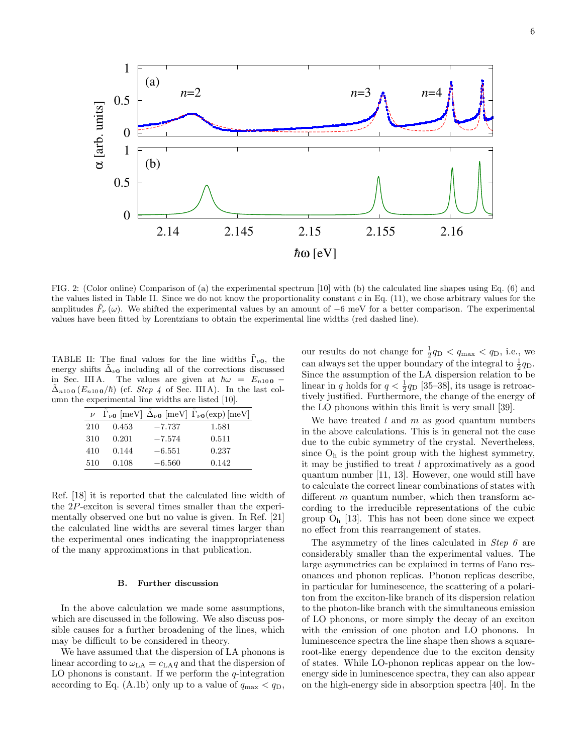FIG. 2: (Color online) Comparison of (a) the experimental spectrum [10] with (b) the calculated line shapes using Eq. (6) and the values listed in Table II. Since we do not know the proportionality constant $c$ in Eq. (11), we chose arbitrary values for the amplitudes $\tilde{F}_{\nu}(\omega)$. We shifted the experimental values by an amount of $-6$ meV for a better comparison. The experimental values have been fitted by Lorentzians to obtain the experimental line widths (red dashed line).

TABLE II: The final values for the line widths $\tilde{\Gamma}_{\nu\mathbf{0}}$, the energy shifts $\tilde{\Delta}_{\nu\mathbf{0}}$ including all of the corrections discussed in Sec. III A. The values are given at $\hbar\omega = E_{n10\,\mathbf{0}} - \tilde{\Delta}_{n10\,\mathbf{0}}(E_{n10\,\mathbf{0}}/\hbar)$ (cf. *Step 4* of Sec. III A). In the last column the experimental line widths are listed [10].

| $\nu$ | $\tilde{\Gamma}_{\nu\mathbf{0}}$ [meV] | $\tilde{\Delta}_{\nu\mathbf{0}}$ [meV] | $\tilde{\Gamma}_{\nu\mathbf{0}}(\mathrm{exp})$ [meV] |
|---|---|---|---|
| 210 | 0.453 | $-7.737$ | 1.581 |
| 310 | 0.201 | $-7.574$ | 0.511 |
| 410 | 0.144 | $-6.551$ | 0.237 |
| 510 | 0.108 | $-6.560$ | 0.142 |

Ref. [18] it is reported that the calculated line width of the $2P$-exciton is several times smaller than the experimentally observed one but no value is given. In Ref. [21] the calculated line widths are several times larger than the experimental ones indicating the inappropriateness of the many approximations in that publication.

### B. Further discussion

In the above calculation we made some assumptions, which are discussed in the following. We also discuss possible causes for a further broadening of the lines, which may be difficult to be considered in theory.

We have assumed that the dispersion of LA phonons is linear according to $\omega_{\mathrm{LA}} = c_{\mathrm{LA}} q$ and that the dispersion of LO phonons is constant. If we perform the $q$-integration according to Eq. (A.1b) only up to a value of $q_{\mathrm{max}} < q_{\mathrm{D}}$, our results do not change for $\frac{1}{2}q_{\mathrm{D}} < q_{\mathrm{max}} < q_{\mathrm{D}}$, i.e., we can always set the upper boundary of the integral to $\frac{1}{2}q_{\mathrm{D}}$. Since the assumption of the LA dispersion relation to be linear in $q$ holds for $q < \frac{1}{2}q_{\mathrm{D}}$ [35–38], its usage is retroactively justified. Furthermore, the change of the energy of the LO phonons within this limit is very small [39].

We have treated $l$ and $m$ as good quantum numbers in the above calculations. This is in general not the case due to the cubic symmetry of the crystal. Nevertheless, since $\mathrm{O_h}$ is the point group with the highest symmetry, it may be justified to treat $l$ approximatively as a good quantum number [11, 13]. However, one would still have to calculate the correct linear combinations of states with different $m$ quantum number, which then transform according to the irreducible representations of the cubic group $\mathrm{O_h}$ [13]. This has not been done since we expect no effect from this rearrangement of states.

The asymmetry of the lines calculated in *Step 6* are considerably smaller than the experimental values. The large asymmetries can be explained in terms of Fano resonances and phonon replicas. Phonon replicas describe, in particular for luminescence, the scattering of a polariton from the exciton-like branch of its dispersion relation to the photon-like branch with the simultaneous emission of LO phonons, or more simply the decay of an exciton with the emission of one photon and LO phonons. In luminescence spectra the line shape then shows a square-root-like energy dependence due to the exciton density of states. While LO-phonon replicas appear on the low-energy side in luminescence spectra, they can also appear on the high-energy side in absorption spectra [40]. In the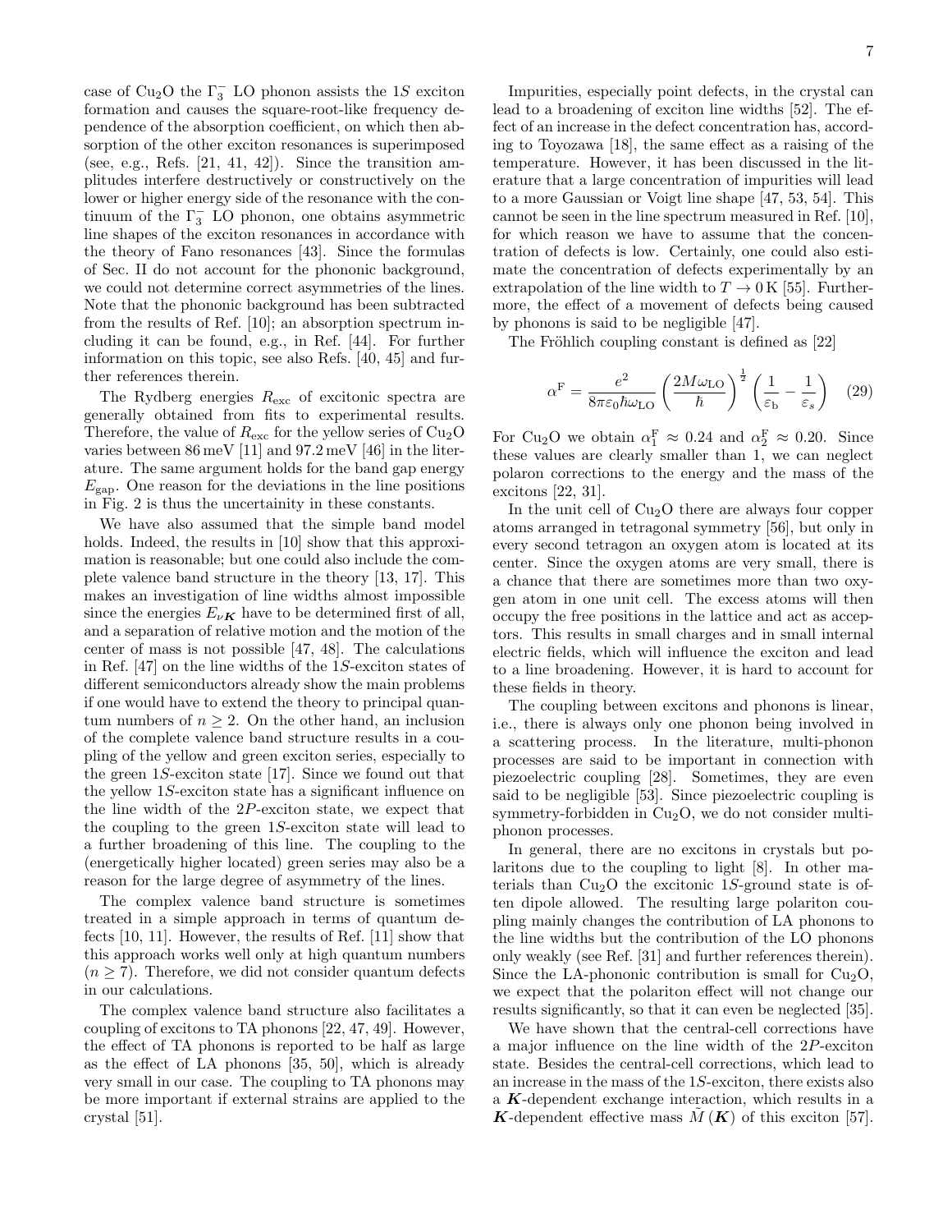case of $Cu_2O$ the $\Gamma_3^-$ LO phonon assists the $1S$ exciton formation and causes the square-root-like frequency dependence of the absorption coefficient, on which then absorption of the other exciton resonances is superimposed (see, e.g., Refs. [21, 41, 42]). Since the transition amplitudes interfere destructively or constructively on the lower or higher energy side of the resonance with the continuum of the $\Gamma_3^-$ LO phonon, one obtains asymmetric line shapes of the exciton resonances in accordance with the theory of Fano resonances [43]. Since the formulas of Sec. II do not account for the phononic background, we could not determine correct asymmetries of the lines. Note that the phononic background has been subtracted from the results of Ref. [10]; an absorption spectrum including it can be found, e.g., in Ref. [44]. For further information on this topic, see also Refs. [40, 45] and further references therein.

The Rydberg energies $R_{\mathrm{exc}}$ of excitonic spectra are generally obtained from fits to experimental results. Therefore, the value of $R_{\mathrm{exc}}$ for the yellow series of $Cu_2O$ varies between 86 meV [11] and 97.2 meV [46] in the literature. The same argument holds for the band gap energy $E_{\mathrm{gap}}$. One reason for the deviations in the line positions in Fig. 2 is thus the uncertainity in these constants.

We have also assumed that the simple band model holds. Indeed, the results in [10] show that this approximation is reasonable; but one could also include the complete valence band structure in the theory [13, 17]. This makes an investigation of line widths almost impossible since the energies $E_{\nu\boldsymbol{K}}$ have to be determined first of all, and a separation of relative motion and the motion of the center of mass is not possible [47, 48]. The calculations in Ref. [47] on the line widths of the $1S$-exciton states of different semiconductors already show the main problems if one would have to extend the theory to principal quantum numbers of $n \geq 2$. On the other hand, an inclusion of the complete valence band structure results in a coupling of the yellow and green exciton series, especially to the green $1S$-exciton state [17]. Since we found out that the yellow $1S$-exciton state has a significant influence on the line width of the $2P$-exciton state, we expect that the coupling to the green $1S$-exciton state will lead to a further broadening of this line. The coupling to the (energetically higher located) green series may also be a reason for the large degree of asymmetry of the lines.

The complex valence band structure is sometimes treated in a simple approach in terms of quantum defects [10, 11]. However, the results of Ref. [11] show that this approach works well only at high quantum numbers ($n \geq 7$). Therefore, we did not consider quantum defects in our calculations.

The complex valence band structure also facilitates a coupling of excitons to TA phonons [22, 47, 49]. However, the effect of TA phonons is reported to be half as large as the effect of LA phonons [35, 50], which is already very small in our case. The coupling to TA phonons may be more important if external strains are applied to the crystal [51].

Impurities, especially point defects, in the crystal can lead to a broadening of exciton line widths [52]. The effect of an increase in the defect concentration has, according to Toyozawa [18], the same effect as a raising of the temperature. However, it has been discussed in the literature that a large concentration of impurities will lead to a more Gaussian or Voigt line shape [47, 53, 54]. This cannot be seen in the line spectrum measured in Ref. [10], for which reason we have to assume that the concentration of defects is low. Certainly, one could also estimate the concentration of defects experimentally by an extrapolation of the line width to $T \to 0\,\mathrm{K}$ [55]. Furthermore, the effect of a movement of defects being caused by phonons is said to be negligible [47].

The Fröhlich coupling constant is defined as [22]

$$\alpha^{\mathrm{F}} = \frac{e^2}{8\pi\varepsilon_0\hbar\omega_{\mathrm{LO}}}\left(\frac{2M\omega_{\mathrm{LO}}}{\hbar}\right)^{\frac{1}{2}}\left(\frac{1}{\varepsilon_{\mathrm{b}}} - \frac{1}{\varepsilon_s}\right) \tag{29}$$

For $Cu_2O$ we obtain $\alpha_1^{\mathrm{F}} \approx 0.24$ and $\alpha_2^{\mathrm{F}} \approx 0.20$. Since these values are clearly smaller than 1, we can neglect polaron corrections to the energy and the mass of the excitons [22, 31].

In the unit cell of $Cu_2O$ there are always four copper atoms arranged in tetragonal symmetry [56], but only in every second tetragon an oxygen atom is located at its center. Since the oxygen atoms are very small, there is a chance that there are sometimes more than two oxygen atom in one unit cell. The excess atoms will then occupy the free positions in the lattice and act as acceptors. This results in small charges and in small internal electric fields, which will influence the exciton and lead to a line broadening. However, it is hard to account for these fields in theory.

The coupling between excitons and phonons is linear, i.e., there is always only one phonon being involved in a scattering process. In the literature, multi-phonon processes are said to be important in connection with piezoelectric coupling [28]. Sometimes, they are even said to be negligible [53]. Since piezoelectric coupling is symmetry-forbidden in $Cu_2O$, we do not consider multi-phonon processes.

In general, there are no excitons in crystals but polaritons due to the coupling to light [8]. In other materials than $Cu_2O$ the excitonic $1S$-ground state is often dipole allowed. The resulting large polariton coupling mainly changes the contribution of LA phonons to the line widths but the contribution of the LO phonons only weakly (see Ref. [31] and further references therein). Since the LA-phononic contribution is small for $Cu_2O$, we expect that the polariton effect will not change our results significantly, so that it can even be neglected [35].

We have shown that the central-cell corrections have a major influence on the line width of the $2P$-exciton state. Besides the central-cell corrections, which lead to an increase in the mass of the $1S$-exciton, there exists also a $\boldsymbol{K}$-dependent exchange interaction, which results in a $\boldsymbol{K}$-dependent effective mass $\tilde{M}(\boldsymbol{K})$ of this exciton [57].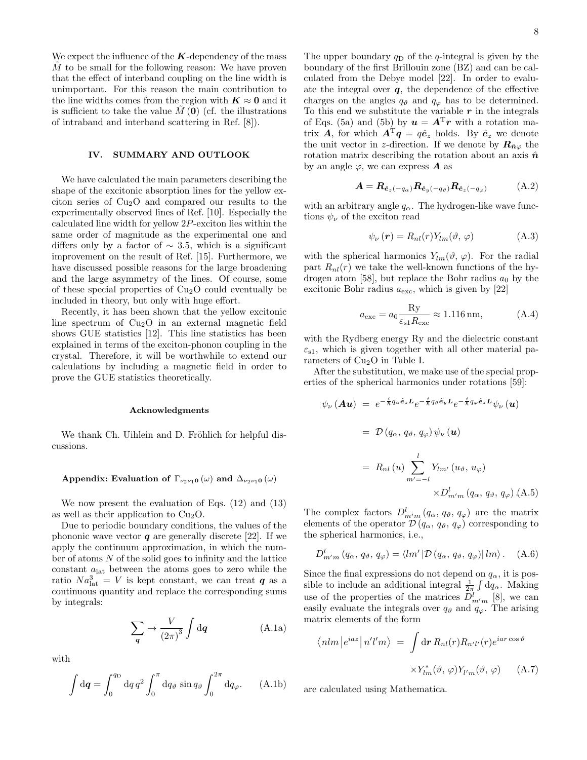We expect the influence of the $\boldsymbol{K}$-dependency of the mass $\tilde{M}$ to be small for the following reason: We have proven that the effect of interband coupling on the line width is unimportant. For this reason the main contribution to the line widths comes from the region with $\boldsymbol{K} \approx \boldsymbol{0}$ and it is sufficient to take the value $\tilde{M}(\boldsymbol{0})$ (cf. the illustrations of intraband and interband scattering in Ref. [8]).

## IV. SUMMARY AND OUTLOOK

We have calculated the main parameters describing the shape of the excitonic absorption lines for the yellow exciton series of $Cu_2O$ and compared our results to the experimentally observed lines of Ref. [10]. Especially the calculated line width for yellow $2P$-exciton lies within the same order of magnitude as the experimental one and differs only by a factor of $\sim 3.5$, which is a significant improvement on the result of Ref. [15]. Furthermore, we have discussed possible reasons for the large broadening and the large asymmetry of the lines. Of course, some of these special properties of $Cu_2O$ could eventually be included in theory, but only with huge effort.

Recently, it has been shown that the yellow excitonic line spectrum of $Cu_2O$ in an external magnetic field shows GUE statistics [12]. This line statistics has been explained in terms of the exciton-phonon coupling in the crystal. Therefore, it will be worthwhile to extend our calculations by including a magnetic field in order to prove the GUE statistics theoretically.

### Acknowledgments

We thank Ch. Uihlein and D. Fröhlich for helpful discussions.

### Appendix: Evaluation of $\Gamma_{\nu_2\nu_1\boldsymbol{0}}(\omega)$ and $\Delta_{\nu_2\nu_1\boldsymbol{0}}(\omega)$

We now present the evaluation of Eqs. (12) and (13) as well as their application to $Cu_2O$.

Due to periodic boundary conditions, the values of the phononic wave vector $\boldsymbol{q}$ are generally discrete [22]. If we apply the continuum approximation, in which the number of atoms $N$ of the solid goes to infinity and the lattice constant $a_{\mathrm{lat}}$ between the atoms goes to zero while the ratio $Na_{\mathrm{lat}}^3 = V$ is kept constant, we can treat $\boldsymbol{q}$ as a continuous quantity and replace the corresponding sums by integrals:

$$\sum_{\boldsymbol{q}} \rightarrow \frac{V}{(2\pi)^3}\int \mathrm{d}\boldsymbol{q} \tag{A.1a}$$

with

$$\int \mathrm{d}\boldsymbol{q} = \int_0^{q_{\mathrm{D}}} \mathrm{d}q\, q^2 \int_0^{\pi} \mathrm{d}q_{\vartheta}\, \sin q_{\vartheta} \int_0^{2\pi} \mathrm{d}q_{\varphi}. \tag{A.1b}$$

The upper boundary $q_{\mathrm{D}}$ of the $q$-integral is given by the boundary of the first Brillouin zone (BZ) and can be calculated from the Debye model [22]. In order to evaluate the integral over $\boldsymbol{q}$, the dependence of the effective charges on the angles $q_{\vartheta}$ and $q_{\varphi}$ has to be determined. To this end we substitute the variable $\boldsymbol{r}$ in the integrals of Eqs. (5a) and (5b) by $\boldsymbol{u} = \boldsymbol{A}^{\mathrm{T}}\boldsymbol{r}$ with a rotation matrix $\boldsymbol{A}$, for which $\boldsymbol{A}^{\mathrm{T}}\boldsymbol{q} = q\hat{\boldsymbol{e}}_z$ holds. By $\hat{\boldsymbol{e}}_z$ we denote the unit vector in $z$-direction. If we denote by $\boldsymbol{R}_{\hat{\boldsymbol{n}}\varphi}$ the rotation matrix describing the rotation about an axis $\hat{\boldsymbol{n}}$ by an angle $\varphi$, we can express $\boldsymbol{A}$ as

$$\boldsymbol{A} = \boldsymbol{R}_{\hat{\boldsymbol{e}}_z(-q_\alpha)}\boldsymbol{R}_{\hat{\boldsymbol{e}}_y(-q_\vartheta)}\boldsymbol{R}_{\hat{\boldsymbol{e}}_z(-q_\varphi)} \tag{A.2}$$

with an arbitrary angle $q_\alpha$. The hydrogen-like wave functions $\psi_\nu$ of the exciton read

$$\psi_\nu(\boldsymbol{r}) = R_{nl}(r)Y_{lm}(\vartheta,\, \varphi) \tag{A.3}$$

with the spherical harmonics $Y_{lm}(\vartheta,\, \varphi)$. For the radial part $R_{nl}(r)$ we take the well-known functions of the hydrogen atom [58], but replace the Bohr radius $a_0$ by the excitonic Bohr radius $a_{\mathrm{exc}}$, which is given by [22]

$$a_{\mathrm{exc}} = a_0\frac{\mathrm{Ry}}{\varepsilon_{\mathrm{s1}}R_{\mathrm{exc}}} \approx 1.116\,\mathrm{nm}, \tag{A.4}$$

with the Rydberg energy Ry and the dielectric constant $\varepsilon_{\mathrm{s1}}$, which is given together with all other material parameters of $Cu_2O$ in Table I.

After the substitution, we make use of the special properties of the spherical harmonics under rotations [59]:

$$\begin{aligned}
\psi_\nu(\boldsymbol{A}\boldsymbol{u}) &= e^{-\frac{i}{\hbar}q_\alpha\hat{\boldsymbol{e}}_z\boldsymbol{L}}e^{-\frac{i}{\hbar}q_\vartheta\hat{\boldsymbol{e}}_y\boldsymbol{L}}e^{-\frac{i}{\hbar}q_\varphi\hat{\boldsymbol{e}}_z\boldsymbol{L}}\psi_\nu(\boldsymbol{u}) \\
&= \mathcal{D}(q_\alpha,\, q_\vartheta,\, q_\varphi)\,\psi_\nu(\boldsymbol{u}) \\
&= R_{nl}(u)\sum_{m'=-l}^{l} Y_{lm'}(u_\vartheta,\, u_\varphi) \\
&\qquad\times D^l_{m'm}(q_\alpha,\, q_\vartheta,\, q_\varphi).
\end{aligned} \tag{A.5}$$

The complex factors $D^l_{m'm}(q_\alpha,\, q_\vartheta,\, q_\varphi)$ are the matrix elements of the operator $\mathcal{D}(q_\alpha,\, q_\vartheta,\, q_\varphi)$ corresponding to the spherical harmonics, i.e.,

$$D^l_{m'm}(q_\alpha,\, q_\vartheta,\, q_\varphi) = \langle lm'|\mathcal{D}(q_\alpha,\, q_\vartheta,\, q_\varphi)|lm\rangle. \tag{A.6}$$

Since the final expressions do not depend on $q_\alpha$, it is possible to include an additional integral $\frac{1}{2\pi}\int \mathrm{d}q_\alpha$. Making use of the properties of the matrices $D^l_{m'm}$ [8], we can easily evaluate the integrals over $q_\vartheta$ and $q_\varphi$. The arising matrix elements of the form

$$\begin{aligned}
\left\langle nlm\left|e^{iaz}\right|n'l'm\right\rangle &= \int \mathrm{d}\boldsymbol{r}\, R_{nl}(r)R_{n'l'}(r)e^{iar\cos\vartheta} \\
&\qquad\times Y^*_{lm}(\vartheta,\, \varphi)Y_{l'm}(\vartheta,\, \varphi)
\end{aligned} \tag{A.7}$$

are calculated using Mathematica.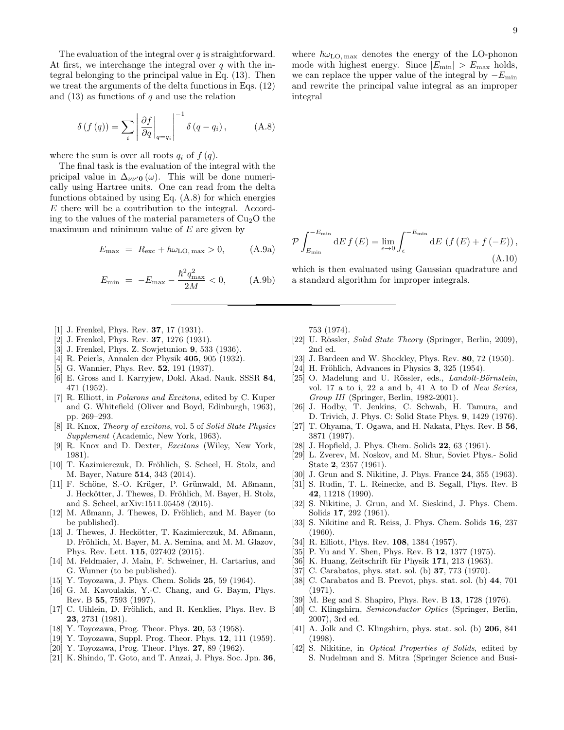The evaluation of the integral over $q$ is straightforward. At first, we interchange the integral over $q$ with the integral belonging to the principal value in Eq. (13). Then we treat the arguments of the delta functions in Eqs. (12) and (13) as functions of $q$ and use the relation

$$\delta\left(f\left(q\right)\right)=\sum_{i}\left|\left.\frac{\partial f}{\partial q}\right|_{q=q_{i}}\right|^{-1}\delta\left(q-q_{i}\right), \tag{A.8}$$

where the sum is over all roots $q_i$ of $f\left(q\right)$.

The final task is the evaluation of the integral with the pricipal value in $\Delta_{\nu\nu'\mathbf{0}}\left(\omega\right)$. This will be done numerically using Hartree units. One can read from the delta functions obtained by using Eq. (A.8) for which energies $E$ there will be a contribution to the integral. According to the values of the material parameters of $Cu_2O$ the maximum and minimum value of $E$ are given by

$$E_{\mathrm{max}} = R_{\mathrm{exc}}+\hbar\omega_{\mathrm{LO,\,max}}>0, \tag{A.9a}$$

$$E_{\mathrm{min}} = -E_{\mathrm{max}}-\frac{\hbar^{2}q_{\mathrm{max}}^{2}}{2M}<0, \tag{A.9b}$$

where $\hbar\omega_{\mathrm{LO,\,max}}$ denotes the energy of the LO-phonon mode with highest energy. Since $|E_{\mathrm{min}}|>E_{\mathrm{max}}$ holds, we can replace the upper value of the integral by $-E_{\mathrm{min}}$ and rewrite the principal value integral as an improper integral

$$\mathcal{P}\int_{E_{\mathrm{min}}}^{-E_{\mathrm{min}}}\mathrm{d}E\,f\left(E\right)=\lim_{\epsilon\to 0}\int_{\epsilon}^{-E_{\mathrm{min}}}\mathrm{d}E\,\left(f\left(E\right)+f\left(-E\right)\right), \tag{A.10}$$

which is then evaluated using Gaussian quadrature and a standard algorithm for improper integrals.

---

[1] J. Frenkel, Phys. Rev. **37**, 17 (1931).
[2] J. Frenkel, Phys. Rev. **37**, 1276 (1931).
[3] J. Frenkel, Phys. Z. Sowjetunion **9**, 533 (1936).
[4] R. Peierls, Annalen der Physik **405**, 905 (1932).
[5] G. Wannier, Phys. Rev. **52**, 191 (1937).
[6] E. Gross and I. Karryjew, Dokl. Akad. Nauk. SSSR **84**, 471 (1952).
[7] R. Elliott, in *Polarons and Excitons*, edited by C. Kuper and G. Whitefield (Oliver and Boyd, Edinburgh, 1963), pp. 269–293.
[8] R. Knox, *Theory of excitons*, vol. 5 of *Solid State Physics Supplement* (Academic, New York, 1963).
[9] R. Knox and D. Dexter, *Excitons* (Wiley, New York, 1981).
[10] T. Kazimierczuk, D. Fröhlich, S. Scheel, H. Stolz, and M. Bayer, Nature **514**, 343 (2014).
[11] F. Schöne, S.-O. Krüger, P. Grünwald, M. Aßmann, J. Heckötter, J. Thewes, D. Fröhlich, M. Bayer, H. Stolz, and S. Scheel, arXiv:1511.05458 (2015).
[12] M. Aßmann, J. Thewes, D. Fröhlich, and M. Bayer (to be published).
[13] J. Thewes, J. Heckötter, T. Kazimierczuk, M. Aßmann, D. Fröhlich, M. Bayer, M. A. Semina, and M. M. Glazov, Phys. Rev. Lett. **115**, 027402 (2015).
[14] M. Feldmaier, J. Main, F. Schweiner, H. Cartarius, and G. Wunner (to be published).
[15] Y. Toyozawa, J. Phys. Chem. Solids **25**, 59 (1964).
[16] G. M. Kavoulakis, Y.-C. Chang, and G. Baym, Phys. Rev. B **55**, 7593 (1997).
[17] C. Uihlein, D. Fröhlich, and R. Kenklies, Phys. Rev. B **23**, 2731 (1981).
[18] Y. Toyozawa, Prog. Theor. Phys. **20**, 53 (1958).
[19] Y. Toyozawa, Suppl. Prog. Theor. Phys. **12**, 111 (1959).
[20] Y. Toyozawa, Prog. Theor. Phys. **27**, 89 (1962).
[21] K. Shindo, T. Goto, and T. Anzai, J. Phys. Soc. Jpn. **36**, 753 (1974).
[22] U. Rössler, *Solid State Theory* (Springer, Berlin, 2009), 2nd ed.
[23] J. Bardeen and W. Shockley, Phys. Rev. **80**, 72 (1950).
[24] H. Fröhlich, Advances in Physics **3**, 325 (1954).
[25] O. Madelung and U. Rössler, eds., *Landolt-Börnstein*, vol. 17 a to i, 22 a and b, 41 A to D of *New Series, Group III* (Springer, Berlin, 1982-2001).
[26] J. Hodby, T. Jenkins, C. Schwab, H. Tamura, and D. Trivich, J. Phys. C: Solid State Phys. **9**, 1429 (1976).
[27] T. Ohyama, T. Ogawa, and H. Nakata, Phys. Rev. B **56**, 3871 (1997).
[28] J. Hopfield, J. Phys. Chem. Solids **22**, 63 (1961).
[29] L. Zverev, M. Noskov, and M. Shur, Soviet Phys.- Solid State **2**, 2357 (1961).
[30] J. Grun and S. Nikitine, J. Phys. France **24**, 355 (1963).
[31] S. Rudin, T. L. Reinecke, and B. Segall, Phys. Rev. B **42**, 11218 (1990).
[32] S. Nikitine, J. Grun, and M. Sieskind, J. Phys. Chem. Solids **17**, 292 (1961).
[33] S. Nikitine and R. Reiss, J. Phys. Chem. Solids **16**, 237 (1960).
[34] R. Elliott, Phys. Rev. **108**, 1384 (1957).
[35] P. Yu and Y. Shen, Phys. Rev. B **12**, 1377 (1975).
[36] K. Huang, Zeitschrift für Physik **171**, 213 (1963).
[37] C. Carabatos, phys. stat. sol. (b) **37**, 773 (1970).
[38] C. Carabatos and B. Prevot, phys. stat. sol. (b) **44**, 701 (1971).
[39] M. Beg and S. Shapiro, Phys. Rev. B **13**, 1728 (1976).
[40] C. Klingshirn, *Semiconductor Optics* (Springer, Berlin, 2007), 3rd ed.
[41] A. Jolk and C. Klingshirn, phys. stat. sol. (b) **206**, 841 (1998).
[42] S. Nikitine, in *Optical Properties of Solids*, edited by S. Nudelman and S. Mitra (Springer Science and Busi-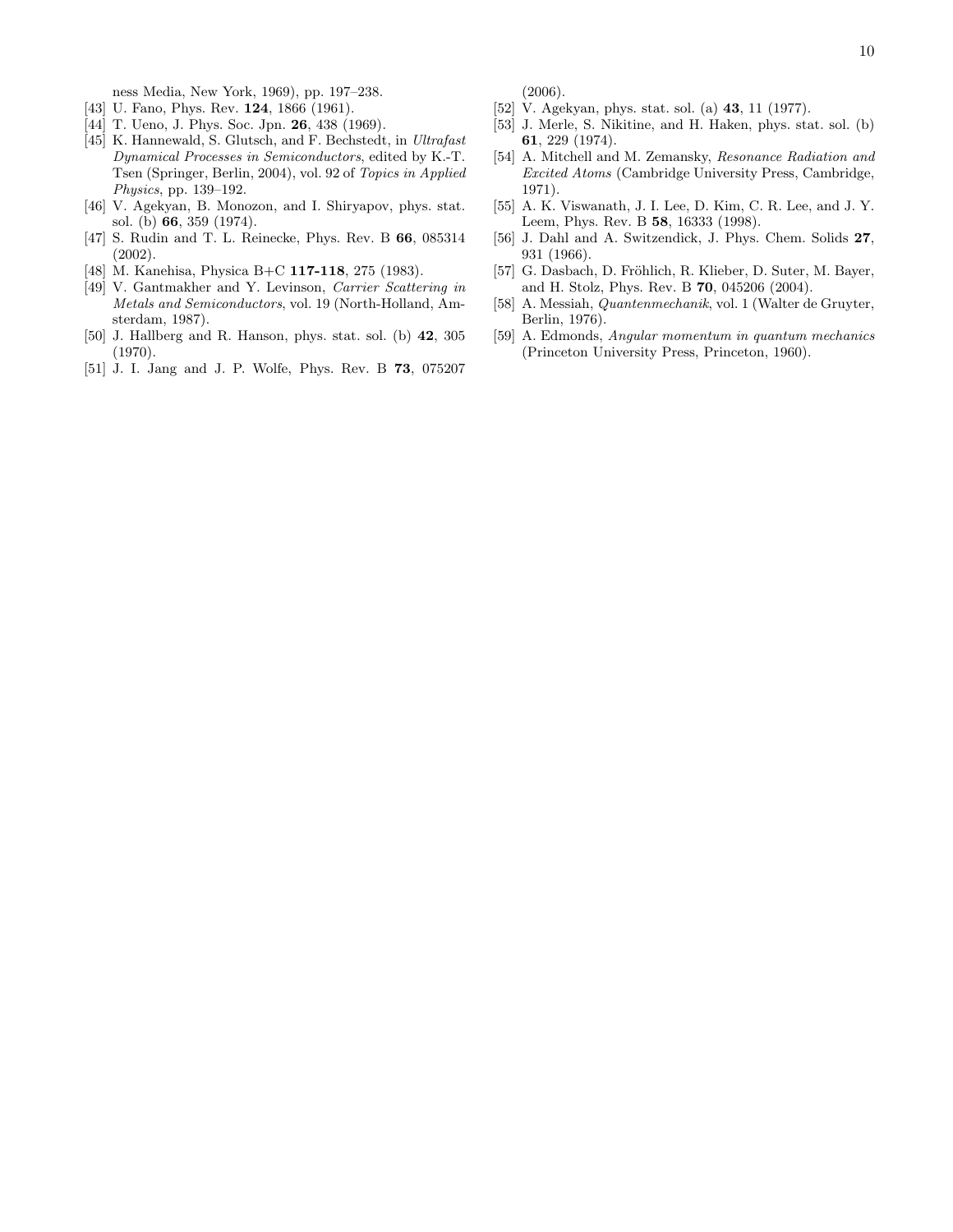ness Media, New York, 1969), pp. 197–238.

[43] U. Fano, Phys. Rev. **124**, 1866 (1961).

[44] T. Ueno, J. Phys. Soc. Jpn. **26**, 438 (1969).

[45] K. Hannewald, S. Glutsch, and F. Bechstedt, in *Ultrafast Dynamical Processes in Semiconductors*, edited by K.-T. Tsen (Springer, Berlin, 2004), vol. 92 of *Topics in Applied Physics*, pp. 139–192.

[46] V. Agekyan, B. Monozon, and I. Shiryapov, phys. stat. sol. (b) **66**, 359 (1974).

[47] S. Rudin and T. L. Reinecke, Phys. Rev. B **66**, 085314 (2002).

[48] M. Kanehisa, Physica B+C **117-118**, 275 (1983).

[49] V. Gantmakher and Y. Levinson, *Carrier Scattering in Metals and Semiconductors*, vol. 19 (North-Holland, Amsterdam, 1987).

[50] J. Hallberg and R. Hanson, phys. stat. sol. (b) **42**, 305 (1970).

[51] J. I. Jang and J. P. Wolfe, Phys. Rev. B **73**, 075207 (2006).

[52] V. Agekyan, phys. stat. sol. (a) **43**, 11 (1977).

[53] J. Merle, S. Nikitine, and H. Haken, phys. stat. sol. (b) **61**, 229 (1974).

[54] A. Mitchell and M. Zemansky, *Resonance Radiation and Excited Atoms* (Cambridge University Press, Cambridge, 1971).

[55] A. K. Viswanath, J. I. Lee, D. Kim, C. R. Lee, and J. Y. Leem, Phys. Rev. B **58**, 16333 (1998).

[56] J. Dahl and A. Switzendick, J. Phys. Chem. Solids **27**, 931 (1966).

[57] G. Dasbach, D. Fröhlich, R. Klieber, D. Suter, M. Bayer, and H. Stolz, Phys. Rev. B **70**, 045206 (2004).

[58] A. Messiah, *Quantenmechanik*, vol. 1 (Walter de Gruyter, Berlin, 1976).

[59] A. Edmonds, *Angular momentum in quantum mechanics* (Princeton University Press, Princeton, 1960).